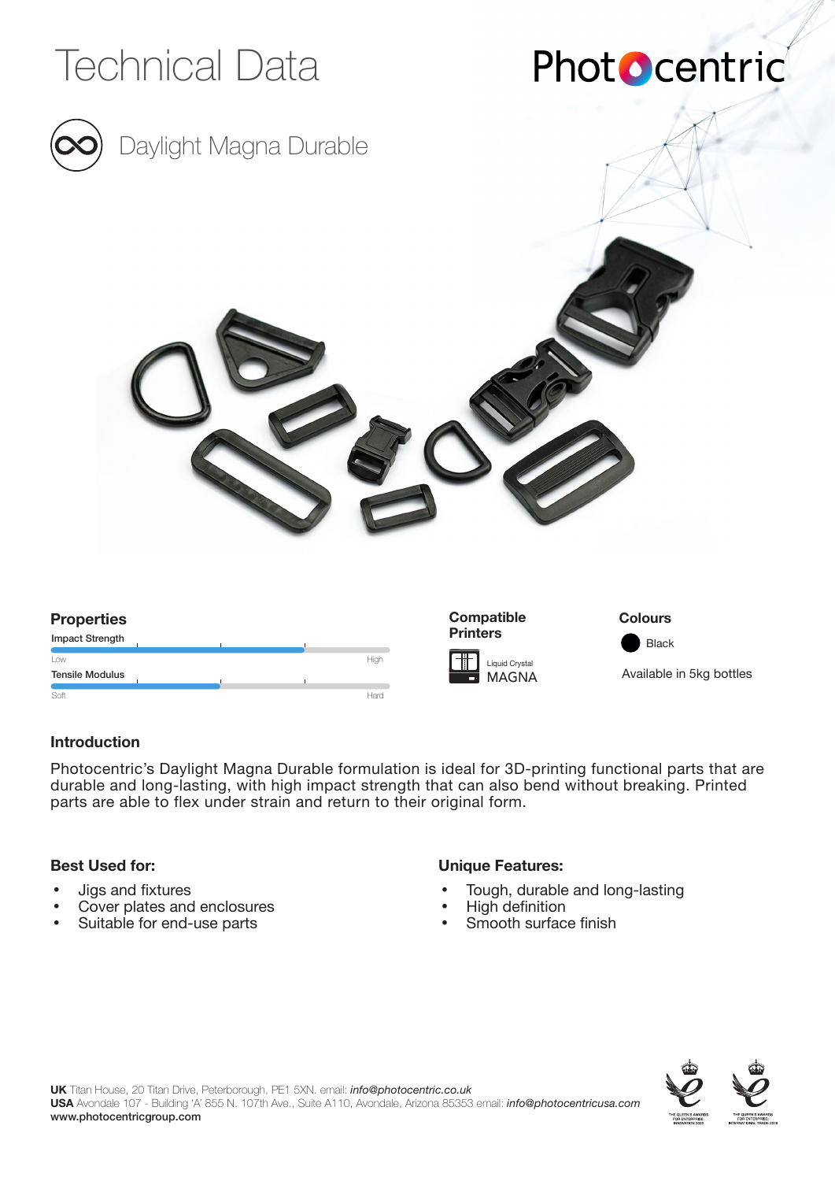# Technical Data

Photocentric

## Daylight Magna Durable

### Properties

Impact Strength

Low — High

Tensile Modulus

Soft — Hard

### Compatible Printers

Liquid Crystal
MAGNA

### Colours

Black

Available in 5kg bottles

### Introduction

Photocentric's Daylight Magna Durable formulation is ideal for 3D-printing functional parts that are durable and long-lasting, with high impact strength that can also bend without breaking. Printed parts are able to flex under strain and return to their original form.

### Best Used for:

- Jigs and fixtures
- Cover plates and enclosures
- Suitable for end-use parts

### Unique Features:

- Tough, durable and long-lasting
- High definition
- Smooth surface finish

**UK** Titan House, 20 Titan Drive, Peterborough, PE1 5XN. email: *info@photocentric.co.uk*
**USA** Avondale 107 - Building 'A' 855 N. 107th Ave., Suite A110, Avondale, Arizona 85353 email: *info@photocentricusa.com*
**www.photocentricgroup.com**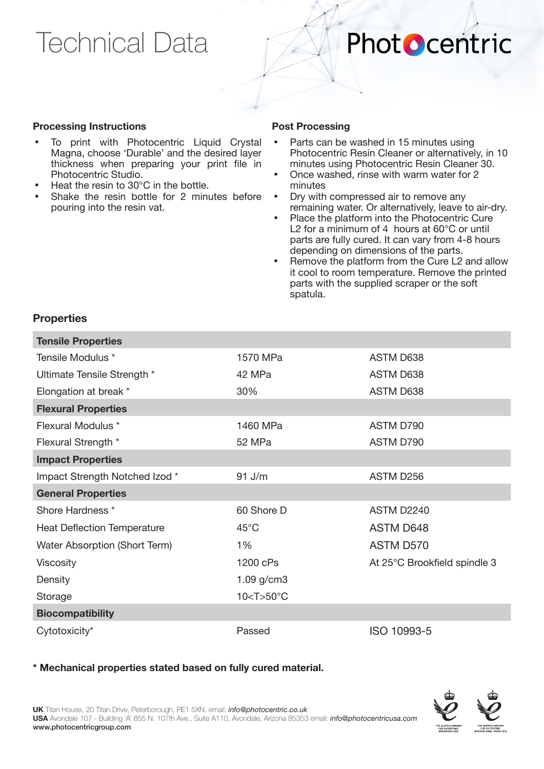# Technical Data

Photocentric

### Processing Instructions

- To print with Photocentric Liquid Crystal Magna, choose 'Durable' and the desired layer thickness when preparing your print file in Photocentric Studio.
- Heat the resin to 30°C in the bottle.
- Shake the resin bottle for 2 minutes before pouring into the resin vat.

### Post Processing

- Parts can be washed in 15 minutes using Photocentric Resin Cleaner or alternatively, in 10 minutes using Photocentric Resin Cleaner 30.
- Once washed, rinse with warm water for 2 minutes
- Dry with compressed air to remove any remaining water. Or alternatively, leave to air-dry.
- Place the platform into the Photocentric Cure L2 for a minimum of 4 hours at 60°C or until parts are fully cured. It can vary from 4-8 hours depending on dimensions of the parts.
- Remove the platform from the Cure L2 and allow it cool to room temperature. Remove the printed parts with the supplied scraper or the soft spatula.

## Properties

| | | |
|---|---|---|
| **Tensile Properties** | | |
| Tensile Modulus * | 1570 MPa | ASTM D638 |
| Ultimate Tensile Strength * | 42 MPa | ASTM D638 |
| Elongation at break * | 30% | ASTM D638 |
| **Flexural Properties** | | |
| Flexural Modulus * | 1460 MPa | ASTM D790 |
| Flexural Strength * | 52 MPa | ASTM D790 |
| **Impact Properties** | | |
| Impact Strength Notched Izod * | 91 J/m | ASTM D256 |
| **General Properties** | | |
| Shore Hardness * | 60 Shore D | ASTM D2240 |
| Heat Deflection Temperature | 45°C | ASTM D648 |
| Water Absorption (Short Term) | 1% | ASTM D570 |
| Viscosity | 1200 cPs | At 25°C Brookfield spindle 3 |
| Density | 1.09 g/cm3 | |
| Storage | 10<T>50°C | |
| **Biocompatibility** | | |
| Cytotoxicity* | Passed | ISO 10993-5 |

**\* Mechanical properties stated based on fully cured material.**

**UK** Titan House, 20 Titan Drive, Peterborough, PE1 5XN. email: *info@photocentric.co.uk*
**USA** Avondale 107 - Building 'A' 855 N. 107th Ave., Suite A110, Avondale, Arizona 85353 email: *info@photocentricusa.com*
**www.photocentricgroup.com**